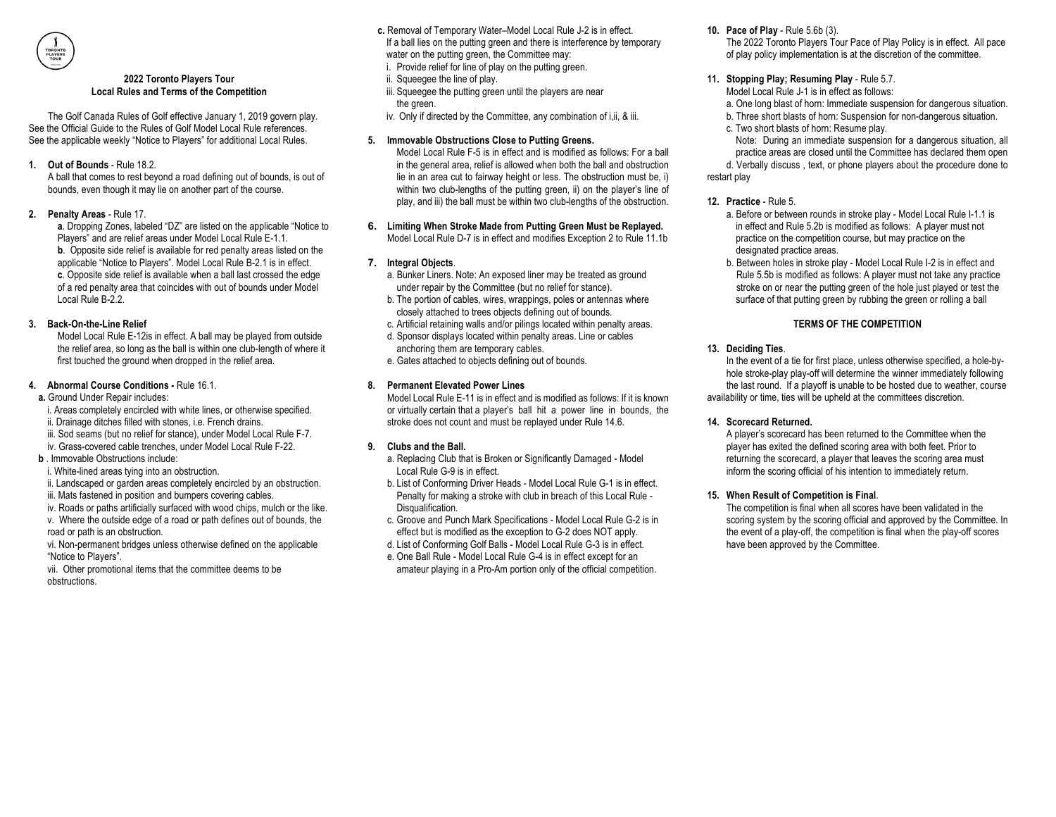## 2022 Toronto Players Tour
## Local Rules and Terms of the Competition

The Golf Canada Rules of Golf effective January 1, 2019 govern play. See the Official Guide to the Rules of Golf Model Local Rule references. See the applicable weekly "Notice to Players" for additional Local Rules.

**1. Out of Bounds** - Rule 18.2.
A ball that comes to rest beyond a road defining out of bounds, is out of bounds, even though it may lie on another part of the course.

**2. Penalty Areas** - Rule 17.
**a**. Dropping Zones, labeled "DZ" are listed on the applicable "Notice to Players" and are relief areas under Model Local Rule E-1.1.
**b**. Opposite side relief is available for red penalty areas listed on the applicable "Notice to Players". Model Local Rule B-2.1 is in effect.
**c**. Opposite side relief is available when a ball last crossed the edge of a red penalty area that coincides with out of bounds under Model Local Rule B-2.2.

**3. Back-On-the-Line Relief**
Model Local Rule E-12is in effect. A ball may be played from outside the relief area, so long as the ball is within one club-length of where it first touched the ground when dropped in the relief area.

**4. Abnormal Course Conditions -** Rule 16.1.
**a.** Ground Under Repair includes:
i. Areas completely encircled with white lines, or otherwise specified.
ii. Drainage ditches filled with stones, i.e. French drains.
iii. Sod seams (but no relief for stance), under Model Local Rule F-7.
iv. Grass-covered cable trenches, under Model Local Rule F-22.
**b** . Immovable Obstructions include:
i. White-lined areas tying into an obstruction.
ii. Landscaped or garden areas completely encircled by an obstruction.
iii. Mats fastened in position and bumpers covering cables.
iv. Roads or paths artificially surfaced with wood chips, mulch or the like.
v. Where the outside edge of a road or path defines out of bounds, the road or path is an obstruction.
vi. Non-permanent bridges unless otherwise defined on the applicable "Notice to Players".
vii. Other promotional items that the committee deems to be obstructions.
**c.** Removal of Temporary Water–Model Local Rule J-2 is in effect. If a ball lies on the putting green and there is interference by temporary water on the putting green, the Committee may:
i. Provide relief for line of play on the putting green.
ii. Squeegee the line of play.
iii. Squeegee the putting green until the players are near the green.
iv. Only if directed by the Committee, any combination of i,ii, & iii.

**5. Immovable Obstructions Close to Putting Greens.**
Model Local Rule F-5 is in effect and is modified as follows: For a ball in the general area, relief is allowed when both the ball and obstruction lie in an area cut to fairway height or less. The obstruction must be, i) within two club-lengths of the putting green, ii) on the player's line of play, and iii) the ball must be within two club-lengths of the obstruction.

**6. Limiting When Stroke Made from Putting Green Must be Replayed.**
Model Local Rule D-7 is in effect and modifies Exception 2 to Rule 11.1b

**7. Integral Objects**.
a. Bunker Liners. Note: An exposed liner may be treated as ground under repair by the Committee (but no relief for stance).
b. The portion of cables, wires, wrappings, poles or antennas where closely attached to trees objects defining out of bounds.
c. Artificial retaining walls and/or pilings located within penalty areas.
d. Sponsor displays located within penalty areas. Line or cables anchoring them are temporary cables.
e. Gates attached to objects defining out of bounds.

**8. Permanent Elevated Power Lines**
Model Local Rule E-11 is in effect and is modified as follows: If it is known or virtually certain that a player's ball hit a power line in bounds, the stroke does not count and must be replayed under Rule 14.6.

**9. Clubs and the Ball.**
a. Replacing Club that is Broken or Significantly Damaged - Model Local Rule G-9 is in effect.
b. List of Conforming Driver Heads - Model Local Rule G-1 is in effect. Penalty for making a stroke with club in breach of this Local Rule - Disqualification.
c. Groove and Punch Mark Specifications - Model Local Rule G-2 is in effect but is modified as the exception to G-2 does NOT apply.
d. List of Conforming Golf Balls - Model Local Rule G-3 is in effect.
e. One Ball Rule - Model Local Rule G-4 is in effect except for an amateur playing in a Pro-Am portion only of the official competition.

**10. Pace of Play** - Rule 5.6b (3).
The 2022 Toronto Players Tour Pace of Play Policy is in effect. All pace of play policy implementation is at the discretion of the committee.

**11. Stopping Play; Resuming Play** - Rule 5.7.
Model Local Rule J-1 is in effect as follows:
a. One long blast of horn: Immediate suspension for dangerous situation.
b. Three short blasts of horn: Suspension for non-dangerous situation.
c. Two short blasts of horn: Resume play.
Note: During an immediate suspension for a dangerous situation, all practice areas are closed until the Committee has declared them open
d. Verbally discuss , text, or phone players about the procedure done to restart play

**12. Practice** - Rule 5.
a. Before or between rounds in stroke play - Model Local Rule I-1.1 is in effect and Rule 5.2b is modified as follows: A player must not practice on the competition course, but may practice on the designated practice areas.
b. Between holes in stroke play - Model Local Rule I-2 is in effect and Rule 5.5b is modified as follows: A player must not take any practice stroke on or near the putting green of the hole just played or test the surface of that putting green by rubbing the green or rolling a ball

## TERMS OF THE COMPETITION

**13. Deciding Ties**.
In the event of a tie for first place, unless otherwise specified, a hole-by-hole stroke-play play-off will determine the winner immediately following the last round. If a playoff is unable to be hosted due to weather, course availability or time, ties will be upheld at the committees discretion.

**14. Scorecard Returned.**
A player's scorecard has been returned to the Committee when the player has exited the defined scoring area with both feet. Prior to returning the scorecard, a player that leaves the scoring area must inform the scoring official of his intention to immediately return.

**15. When Result of Competition is Final**.
The competition is final when all scores have been validated in the scoring system by the scoring official and approved by the Committee. In the event of a play-off, the competition is final when the play-off scores have been approved by the Committee.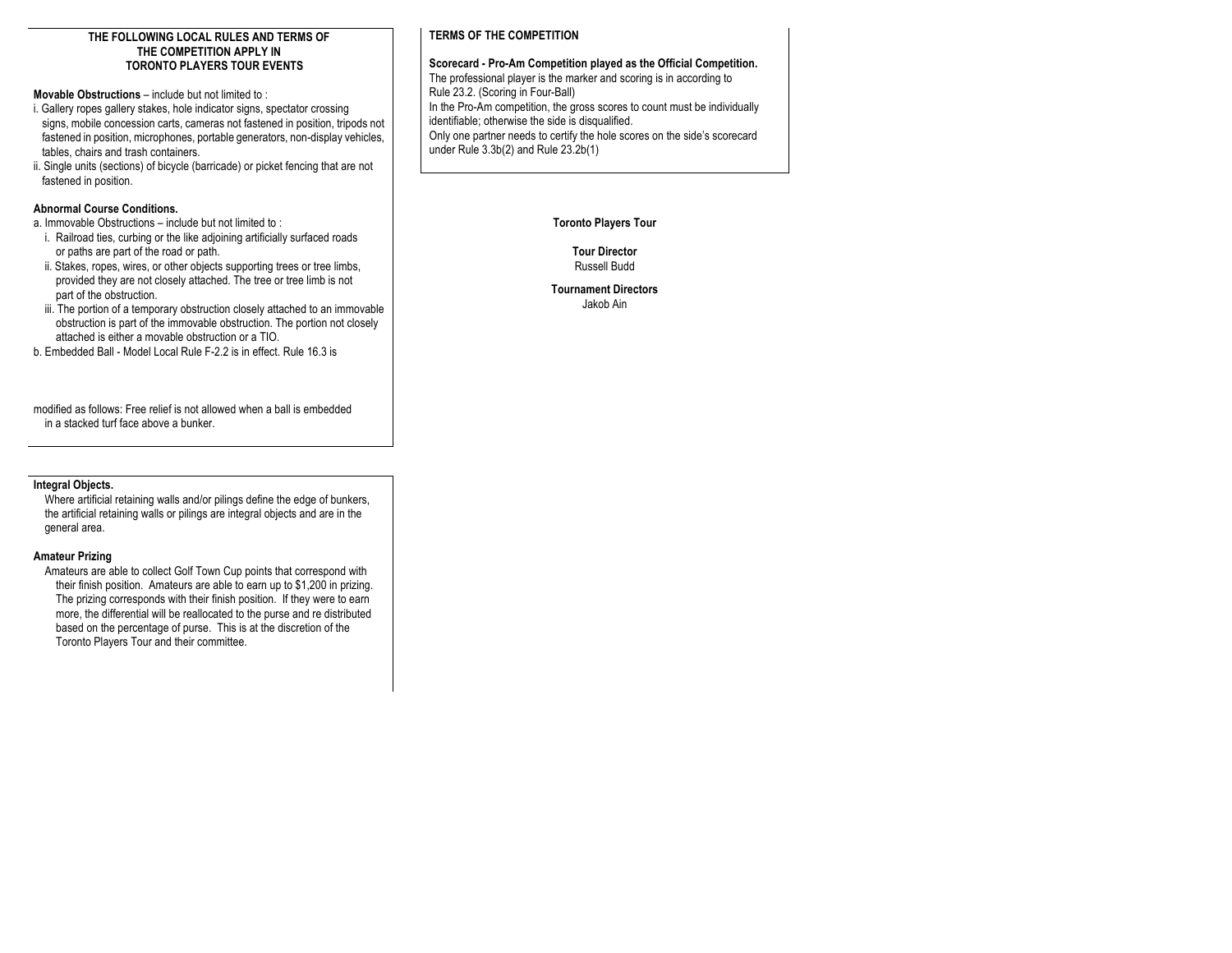### THE FOLLOWING LOCAL RULES AND TERMS OF THE COMPETITION APPLY IN TORONTO PLAYERS TOUR EVENTS

**Movable Obstructions** – include but not limited to :

i. Gallery ropes gallery stakes, hole indicator signs, spectator crossing signs, mobile concession carts, cameras not fastened in position, tripods not fastened in position, microphones, portable generators, non-display vehicles, tables, chairs and trash containers.

ii. Single units (sections) of bicycle (barricade) or picket fencing that are not fastened in position.

**Abnormal Course Conditions.**

a. Immovable Obstructions – include but not limited to :

i. Railroad ties, curbing or the like adjoining artificially surfaced roads or paths are part of the road or path.

ii. Stakes, ropes, wires, or other objects supporting trees or tree limbs, provided they are not closely attached. The tree or tree limb is not part of the obstruction.

iii. The portion of a temporary obstruction closely attached to an immovable obstruction is part of the immovable obstruction. The portion not closely attached is either a movable obstruction or a TIO.

b. Embedded Ball - Model Local Rule F-2.2 is in effect. Rule 16.3 is modified as follows: Free relief is not allowed when a ball is embedded in a stacked turf face above a bunker.

**Integral Objects.**

Where artificial retaining walls and/or pilings define the edge of bunkers, the artificial retaining walls or pilings are integral objects and are in the general area.

**Amateur Prizing**

Amateurs are able to collect Golf Town Cup points that correspond with their finish position. Amateurs are able to earn up to $1,200 in prizing. The prizing corresponds with their finish position. If they were to earn more, the differential will be reallocated to the purse and re distributed based on the percentage of purse. This is at the discretion of the Toronto Players Tour and their committee.

**TERMS OF THE COMPETITION**

**Scorecard - Pro-Am Competition played as the Official Competition.**

The professional player is the marker and scoring is in according to Rule 23.2. (Scoring in Four-Ball)

In the Pro-Am competition, the gross scores to count must be individually identifiable; otherwise the side is disqualified.

Only one partner needs to certify the hole scores on the side's scorecard under Rule 3.3b(2) and Rule 23.2b(1)

**Toronto Players Tour**

**Tour Director**
Russell Budd

**Tournament Directors**
Jakob Ain